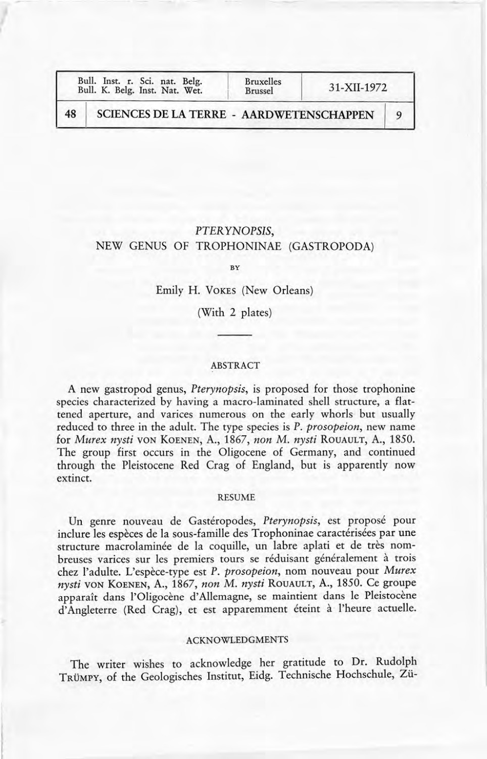# *PTERYNOPSIS*, NEW GENUS OF TROPHONINAE (GASTROPODA)

BY

Emily H. VOKES (New Orleans)

(With 2 plates)

---

## ABSTRACT

A new gastropod genus, *Pterynopsis*, is proposed for those trophonine species characterized by having a macro-laminated shell structure, a flattened aperture, and varices numerous on the early whorls but usually reduced to three in the adult. The type species is *P. prosopeion*, new name for *Murex nysti* VON KOENEN, A., 1867, *non M. nysti* ROUAULT, A., 1850. The group first occurs in the Oligocene of Germany, and continued through the Pleistocene Red Crag of England, but is apparently now extinct.

## RESUME

Un genre nouveau de Gastéropodes, *Pterynopsis*, est proposé pour inclure les espèces de la sous-famille des Trophoninae caractérisées par une structure macrolaminée de la coquille, un labre aplati et de très nombreuses varices sur les premiers tours se réduisant généralement à trois chez l'adulte. L'espèce-type est *P. prosopeion*, nom nouveau pour *Murex nysti* VON KOENEN, A., 1867, *non M. nysti* ROUAULT, A., 1850. Ce groupe apparaît dans l'Oligocène d'Allemagne, se maintient dans le Pleistocène d'Angleterre (Red Crag), et est apparemment éteint à l'heure actuelle.

## ACKNOWLEDGMENTS

The writer wishes to acknowledge her gratitude to Dr. Rudolph TRÜMPY, of the Geologisches Institut, Eidg. Technische Hochschule, Zü-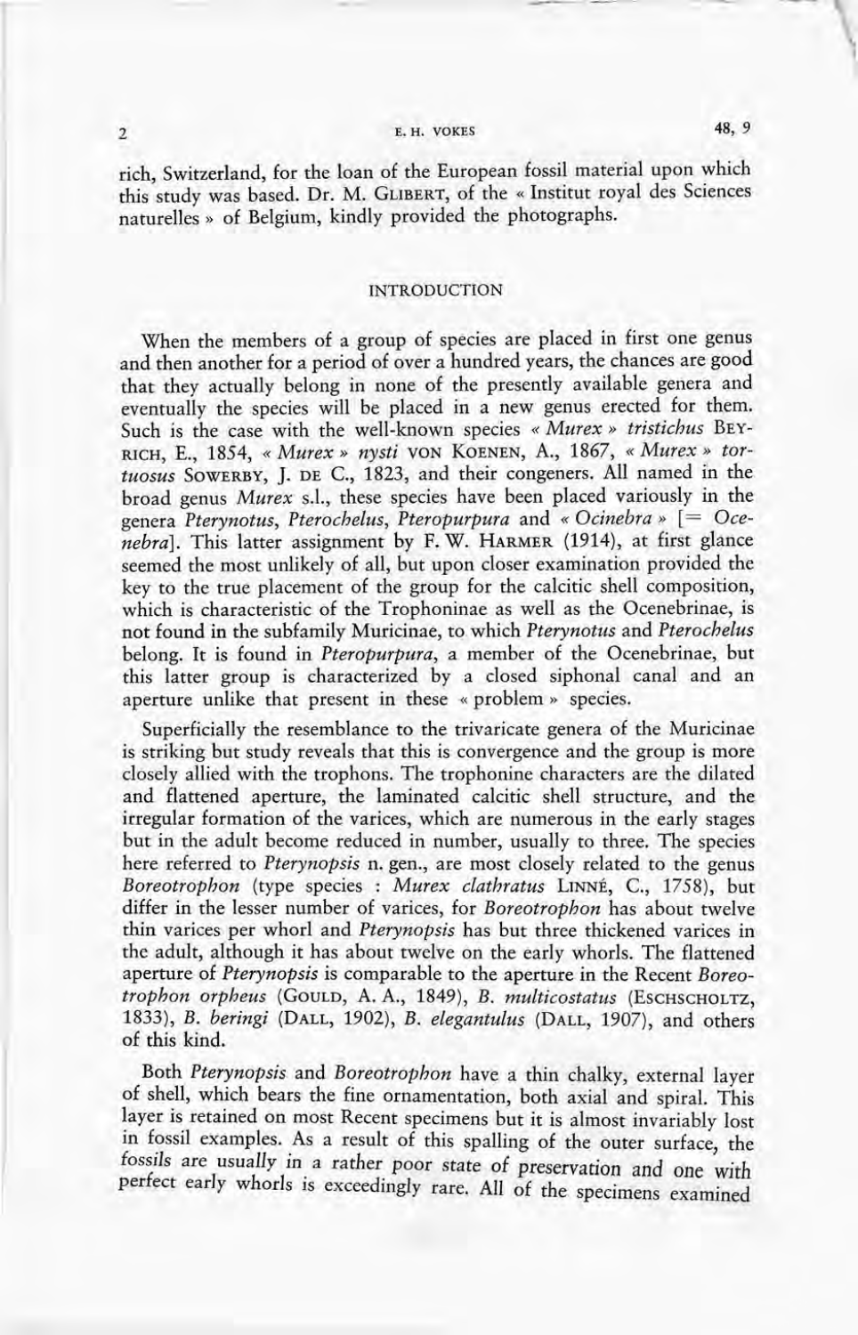rich, Switzerland, for the loan of the European fossil material upon which this study was based. Dr. M. GLIBERT, of the « Institut royal des Sciences naturelles » of Belgium, kindly provided the photographs.

## INTRODUCTION

When the members of a group of species are placed in first one genus and then another for a period of over a hundred years, the chances are good that they actually belong in none of the presently available genera and eventually the species will be placed in a new genus erected for them. Such is the case with the well-known species « *Murex* » *tristichus* BEYRICH, E., 1854, « *Murex* » *nysti* VON KOENEN, A., 1867, « *Murex* » *tortuosus* SOWERBY, J. DE C., 1823, and their congeners. All named in the broad genus *Murex* s.l., these species have been placed variously in the genera *Pterynotus*, *Pterochelus*, *Pteropurpura* and « *Ocinebra* » [= *Ocenebra*]. This latter assignment by F. W. HARMER (1914), at first glance seemed the most unlikely of all, but upon closer examination provided the key to the true placement of the group for the calcitic shell composition, which is characteristic of the Trophoninae as well as the Ocenebrinae, is not found in the subfamily Muricinae, to which *Pterynotus* and *Pterochelus* belong. It is found in *Pteropurpura*, a member of the Ocenebrinae, but this latter group is characterized by a closed siphonal canal and an aperture unlike that present in these « problem » species.

Superficially the resemblance to the trivaricate genera of the Muricinae is striking but study reveals that this is convergence and the group is more closely allied with the trophons. The trophonine characters are the dilated and flattened aperture, the laminated calcitic shell structure, and the irregular formation of the varices, which are numerous in the early stages but in the adult become reduced in number, usually to three. The species here referred to *Pterynopsis* n. gen., are most closely related to the genus *Boreotrophon* (type species : *Murex clathratus* LINNÉ, C., 1758), but differ in the lesser number of varices, for *Boreotrophon* has about twelve thin varices per whorl and *Pterynopsis* has but three thickened varices in the adult, although it has about twelve on the early whorls. The flattened aperture of *Pterynopsis* is comparable to the aperture in the Recent *Boreotrophon orpheus* (GOULD, A. A., 1849), *B. multicostatus* (ESCHSCHOLTZ, 1833), *B. beringi* (DALL, 1902), *B. elegantulus* (DALL, 1907), and others of this kind.

Both *Pterynopsis* and *Boreotrophon* have a thin chalky, external layer of shell, which bears the fine ornamentation, both axial and spiral. This layer is retained on most Recent specimens but it is almost invariably lost in fossil examples. As a result of this spalling of the outer surface, the fossils are usually in a rather poor state of preservation and one with perfect early whorls is exceedingly rare. All of the specimens examined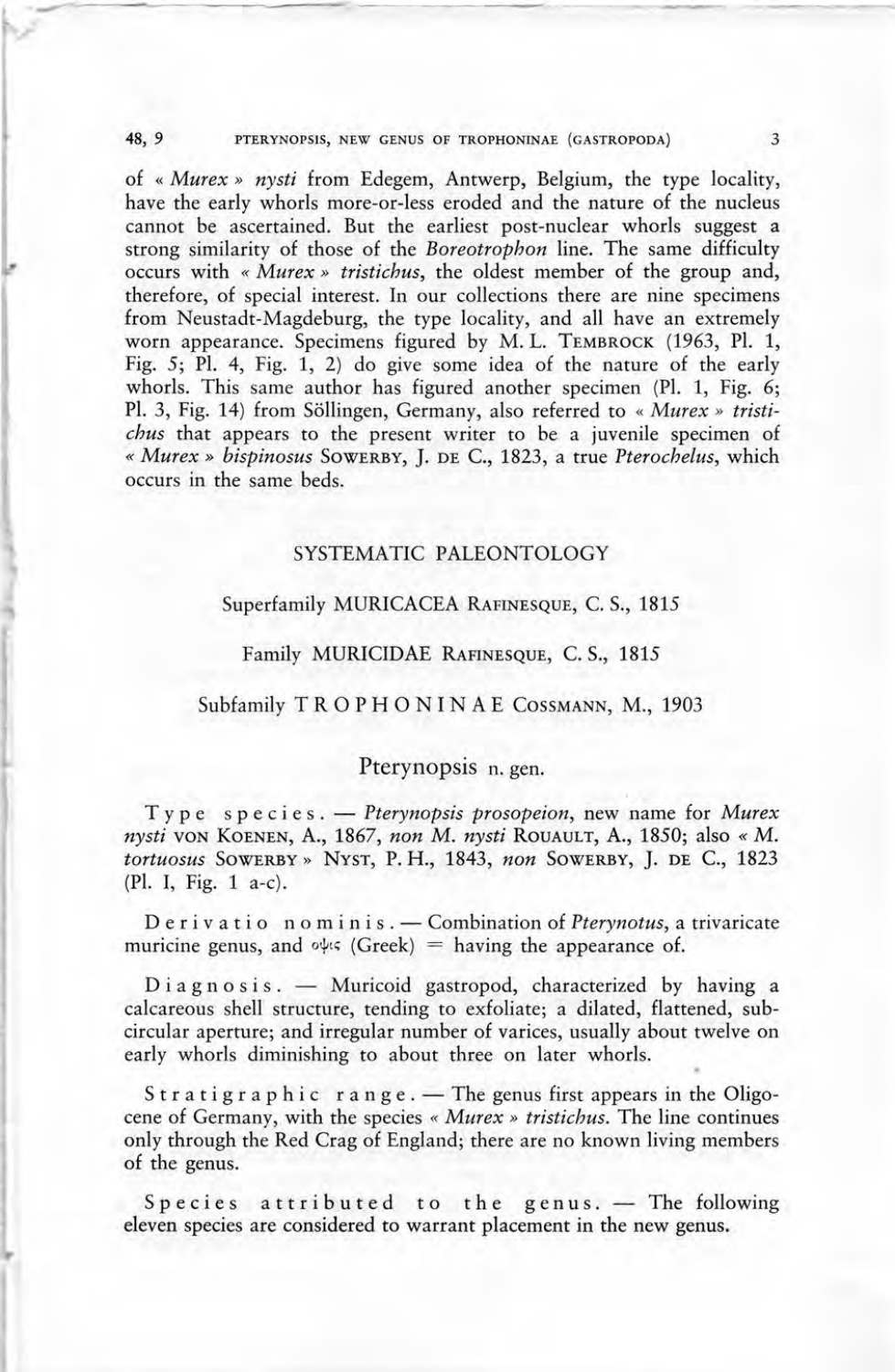of « *Murex* » *nysti* from Edegem, Antwerp, Belgium, the type locality, have the early whorls more-or-less eroded and the nature of the nucleus cannot be ascertained. But the earliest post-nuclear whorls suggest a strong similarity of those of the *Boreotrophon* line. The same difficulty occurs with « *Murex* » *tristichus*, the oldest member of the group and, therefore, of special interest. In our collections there are nine specimens from Neustadt-Magdeburg, the type locality, and all have an extremely worn appearance. Specimens figured by M. L. Tembrock (1963, Pl. 1, Fig. 5; Pl. 4, Fig. 1, 2) do give some idea of the nature of the early whorls. This same author has figured another specimen (Pl. 1, Fig. 6; Pl. 3, Fig. 14) from Söllingen, Germany, also referred to « *Murex* » *tristichus* that appears to the present writer to be a juvenile specimen of « *Murex* » *bispinosus* Sowerby, J. de C., 1823, a true *Pterochelus*, which occurs in the same beds.

## SYSTEMATIC PALEONTOLOGY

Superfamily MURICACEA Rafinesque, C. S., 1815

Family MURICIDAE Rafinesque, C. S., 1815

Subfamily TROPHONINAE Cossmann, M., 1903

### Pterynopsis n. gen.

Type species. — *Pterynopsis prosopeion*, new name for *Murex nysti* von Koenen, A., 1867, *non M. nysti* Rouault, A., 1850; also « *M. tortuosus* Sowerby » Nyst, P. H., 1843, *non* Sowerby, J. de C., 1823 (Pl. I, Fig. 1 a-c).

Derivatio nominis. — Combination of *Pterynotus*, a trivaricate muricine genus, and οψις (Greek) = having the appearance of.

Diagnosis. — Muricoid gastropod, characterized by having a calcareous shell structure, tending to exfoliate; a dilated, flattened, subcircular aperture; and irregular number of varices, usually about twelve on early whorls diminishing to about three on later whorls.

Stratigraphic range. — The genus first appears in the Oligocene of Germany, with the species « *Murex* » *tristichus*. The line continues only through the Red Crag of England; there are no known living members of the genus.

Species attributed to the genus. — The following eleven species are considered to warrant placement in the new genus.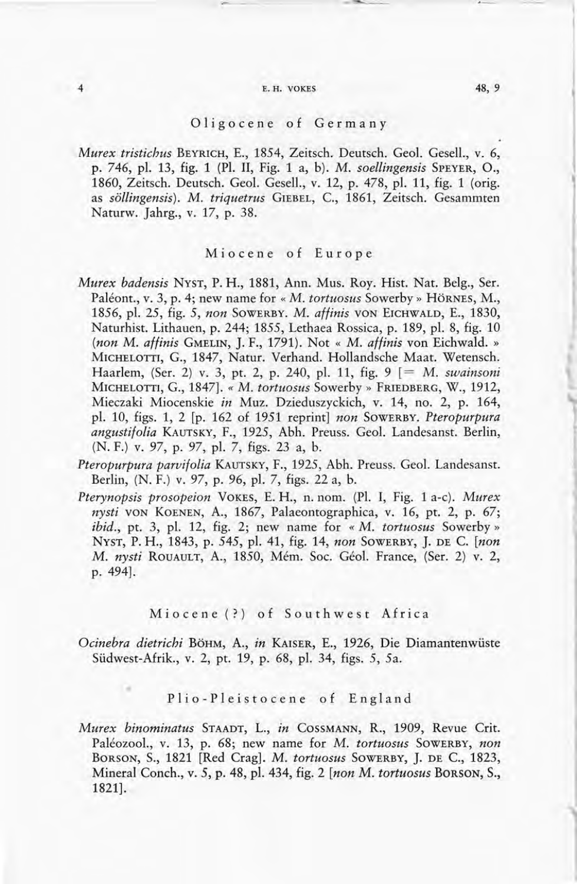## Oligocene of Germany

*Murex tristichus* BEYRICH, E., 1854, Zeitsch. Deutsch. Geol. Gesell., v. 6, p. 746, pl. 13, fig. 1 (Pl. II, Fig. 1 a, b). *M. soellingensis* SPEYER, O., 1860, Zeitsch. Deutsch. Geol. Gesell., v. 12, p. 478, pl. 11, fig. 1 (orig. as *söllingensis*). *M. triquetrus* GIEBEL, C., 1861, Zeitsch. Gesammten Naturw. Jahrg., v. 17, p. 38.

## Miocene of Europe

*Murex badensis* NYST, P. H., 1881, Ann. Mus. Roy. Hist. Nat. Belg., Ser. Paléont., v. 3, p. 4; new name for « *M. tortuosus* Sowerby » HÖRNES, M., 1856, pl. 25, fig. 5, *non* SOWERBY. *M. affinis* VON EICHWALD, E., 1830, Naturhist. Lithauen, p. 244; 1855, Lethaea Rossica, p. 189, pl. 8, fig. 10 (*non M. affinis* GMELIN, J. F., 1791). Not « *M. affinis* von Eichwald. » MICHELOTTI, G., 1847, Natur. Verhand. Hollandsche Maat. Wetensch. Haarlem, (Ser. 2) v. 3, pt. 2, p. 240, pl. 11, fig. 9 [= *M. swainsoni* MICHELOTTI, G., 1847]. « *M. tortuosus* Sowerby » FRIEDBERG, W., 1912, Mieczaki Miocenskie *in* Muz. Dzieduszyckich, v. 14, no. 2, p. 164, pl. 10, figs. 1, 2 [p. 162 of 1951 reprint] *non* SOWERBY. *Pteropurpura angustifolia* KAUTSKY, F., 1925, Abh. Preuss. Geol. Landesanst. Berlin, (N. F.) v. 97, p. 97, pl. 7, figs. 23 a, b.

*Pteropurpura parvifolia* KAUTSKY, F., 1925, Abh. Preuss. Geol. Landesanst. Berlin, (N. F.) v. 97, p. 96, pl. 7, figs. 22 a, b.

*Pterynopsis prosopeion* VOKES, E. H., n. nom. (Pl. I, Fig. 1 a-c). *Murex nysti* VON KOENEN, A., 1867, Palaeontographica, v. 16, pt. 2, p. 67; *ibid.*, pt. 3, pl. 12, fig. 2; new name for « *M. tortuosus* Sowerby » NYST, P. H., 1843, p. 545, pl. 41, fig. 14, *non* SOWERBY, J. DE C. [*non M. nysti* ROUAULT, A., 1850, Mém. Soc. Géol. France, (Ser. 2) v. 2, p. 494].

## Miocene (?) of Southwest Africa

*Ocinebra dietrichi* BÖHM, A., *in* KAISER, E., 1926, Die Diamantenwüste Südwest-Afrik., v. 2, pt. 19, p. 68, pl. 34, figs. 5, 5a.

## Plio-Pleistocene of England

*Murex binominatus* STAADT, L., *in* COSSMANN, R., 1909, Revue Crit. Paléozool., v. 13, p. 68; new name for *M. tortuosus* SOWERBY, *non* BORSON, S., 1821 [Red Crag]. *M. tortuosus* SOWERBY, J. DE C., 1823, Mineral Conch., v. 5, p. 48, pl. 434, fig. 2 [*non M. tortuosus* BORSON, S., 1821].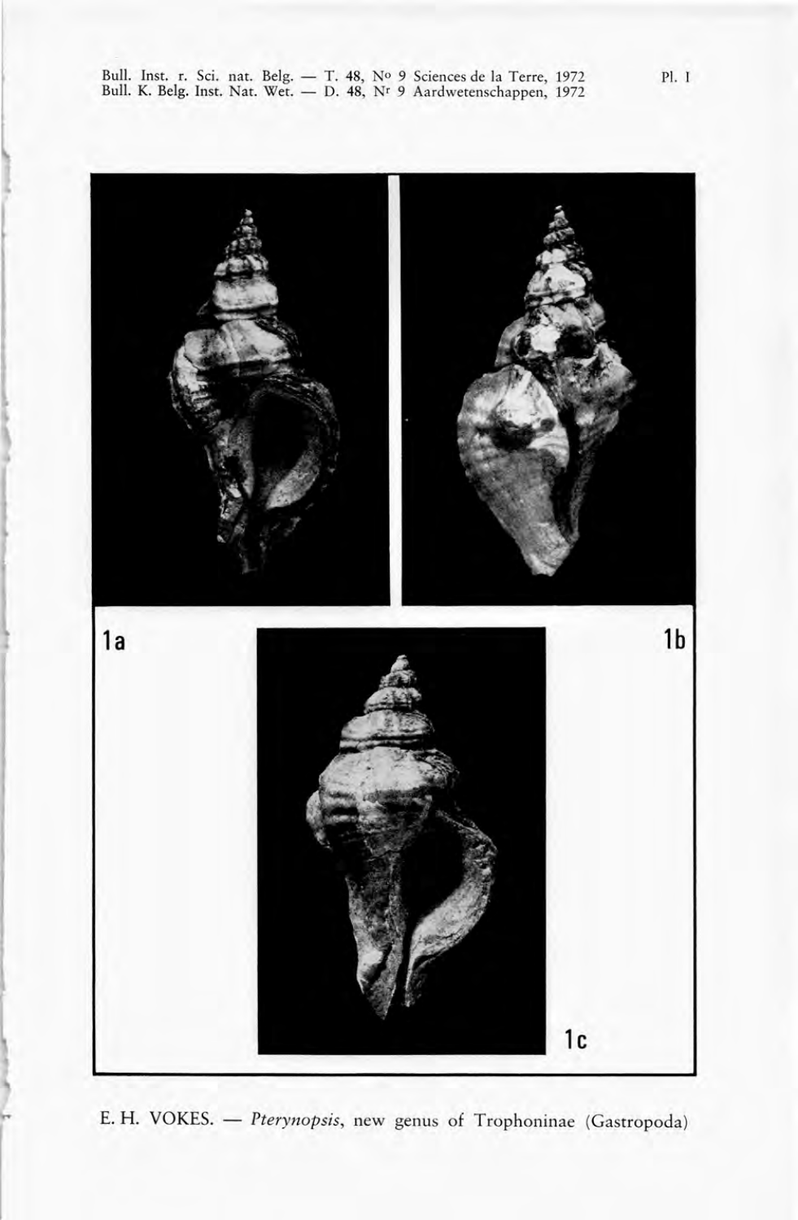Pl. I

1a

1b

1c

E. H. VOKES. — *Pterynopsis*, new genus of Trophoninae (Gastropoda)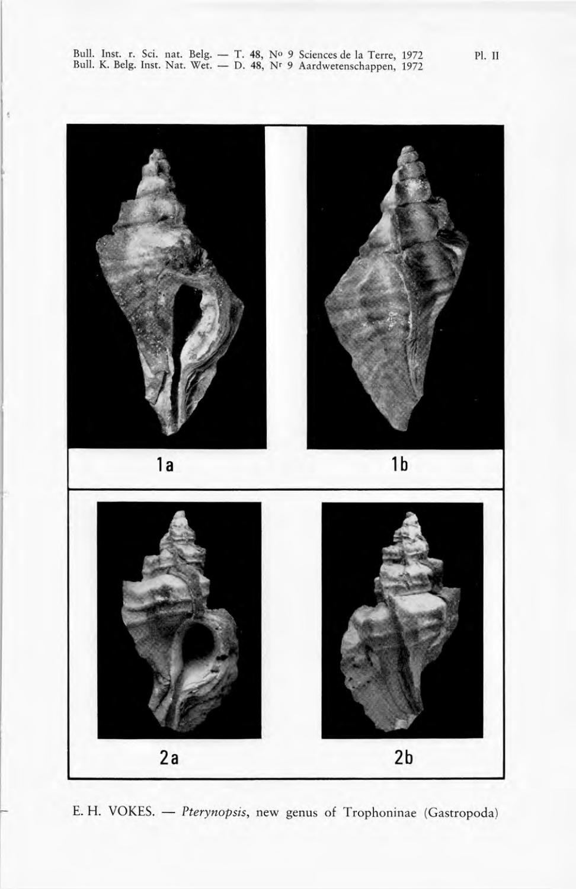1a

1b

2a

2b

E. H. VOKES. — *Pterynopsis*, new genus of Trophoninae (Gastropoda)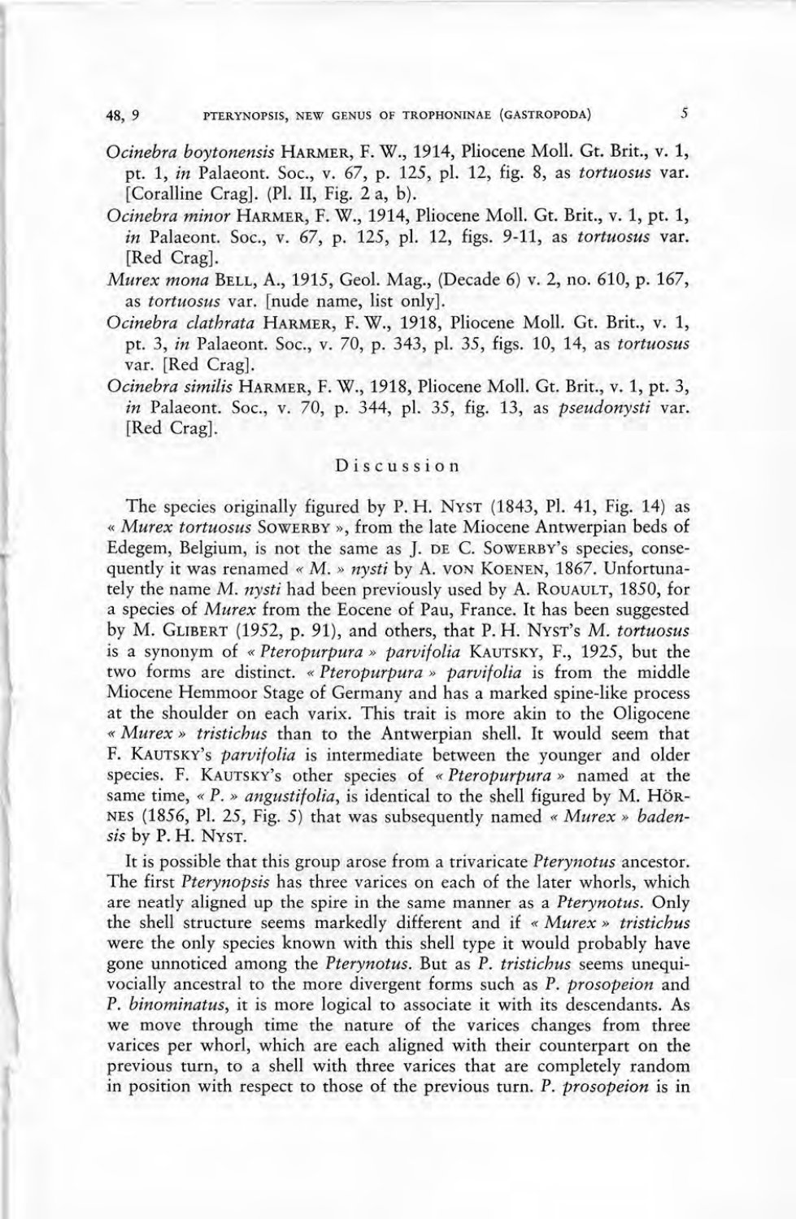*Ocinebra boytonensis* HARMER, F. W., 1914, Pliocene Moll. Gt. Brit., v. 1, pt. 1, *in* Palaeont. Soc., v. 67, p. 125, pl. 12, fig. 8, as *tortuosus* var. [Coralline Crag]. (Pl. II, Fig. 2 a, b).

*Ocinebra minor* HARMER, F. W., 1914, Pliocene Moll. Gt. Brit., v. 1, pt. 1, *in* Palaeont. Soc., v. 67, p. 125, pl. 12, figs. 9-11, as *tortuosus* var. [Red Crag].

*Murex mona* BELL, A., 1915, Geol. Mag., (Decade 6) v. 2, no. 610, p. 167, as *tortuosus* var. [nude name, list only].

*Ocinebra clathrata* HARMER, F. W., 1918, Pliocene Moll. Gt. Brit., v. 1, pt. 3, *in* Palaeont. Soc., v. 70, p. 343, pl. 35, figs. 10, 14, as *tortuosus* var. [Red Crag].

*Ocinebra similis* HARMER, F. W., 1918, Pliocene Moll. Gt. Brit., v. 1, pt. 3, *in* Palaeont. Soc., v. 70, p. 344, pl. 35, fig. 13, as *pseudonysti* var. [Red Crag].

## Discussion

The species originally figured by P. H. NYST (1843, Pl. 41, Fig. 14) as « *Murex tortuosus* SOWERBY », from the late Miocene Antwerpian beds of Edegem, Belgium, is not the same as J. DE C. SOWERBY's species, consequently it was renamed « *M.* » *nysti* by A. VON KOENEN, 1867. Unfortunately the name *M. nysti* had been previously used by A. ROUAULT, 1850, for a species of *Murex* from the Eocene of Pau, France. It has been suggested by M. GLIBERT (1952, p. 91), and others, that P. H. NYST's *M. tortuosus* is a synonym of « *Pteropurpura* » *parvifolia* KAUTSKY, F., 1925, but the two forms are distinct. « *Pteropurpura* » *parvifolia* is from the middle Miocene Hemmoor Stage of Germany and has a marked spine-like process at the shoulder on each varix. This trait is more akin to the Oligocene « *Murex* » *tristichus* than to the Antwerpian shell. It would seem that F. KAUTSKY's *parvifolia* is intermediate between the younger and older species. F. KAUTSKY's other species of « *Pteropurpura* » named at the same time, « *P.* » *angustifolia*, is identical to the shell figured by M. HÖRNES (1856, Pl. 25, Fig. 5) that was subsequently named « *Murex* » *badensis* by P. H. NYST.

It is possible that this group arose from a trivaricate *Pterynotus* ancestor. The first *Pterynopsis* has three varices on each of the later whorls, which are neatly aligned up the spire in the same manner as a *Pterynotus*. Only the shell structure seems markedly different and if « *Murex* » *tristichus* were the only species known with this shell type it would probably have gone unnoticed among the *Pterynotus*. But as *P. tristichus* seems unequivocally ancestral to the more divergent forms such as *P. prosopeion* and *P. binominatus*, it is more logical to associate it with its descendants. As we move through time the nature of the varices changes from three varices per whorl, which are each aligned with their counterpart on the previous turn, to a shell with three varices that are completely random in position with respect to those of the previous turn. *P. prosopeion* is in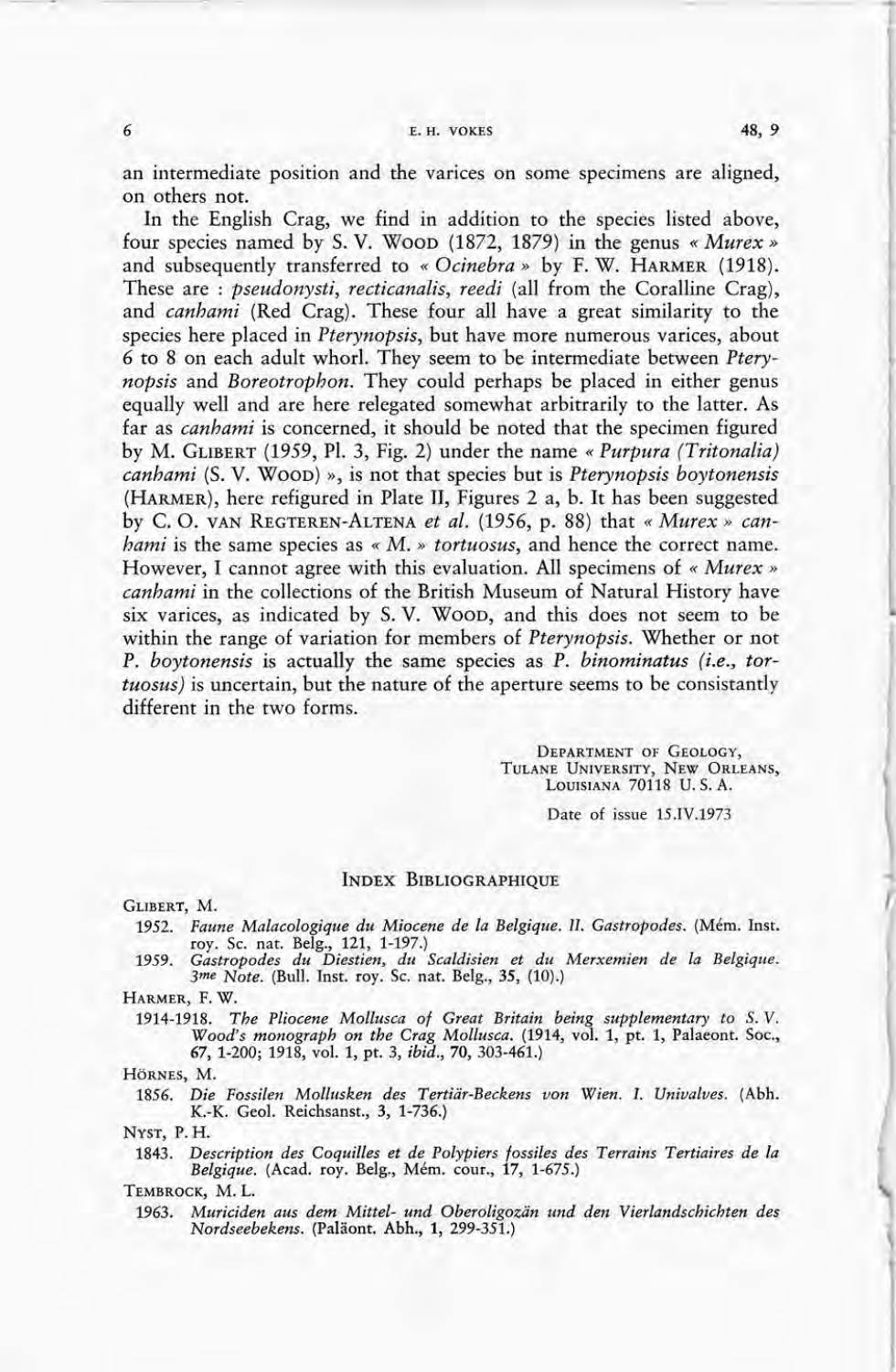an intermediate position and the varices on some specimens are aligned, on others not.

In the English Crag, we find in addition to the species listed above, four species named by S. V. Wood (1872, 1879) in the genus « *Murex* » and subsequently transferred to « *Ocinebra* » by F. W. Harmer (1918). These are : *pseudonysti*, *recticanalis*, *reedi* (all from the Coralline Crag), and *canhami* (Red Crag). These four all have a great similarity to the species here placed in *Pterynopsis*, but have more numerous varices, about 6 to 8 on each adult whorl. They seem to be intermediate between *Pterynopsis* and *Boreotrophon*. They could perhaps be placed in either genus equally well and are here relegated somewhat arbitrarily to the latter. As far as *canhami* is concerned, it should be noted that the specimen figured by M. Glibert (1959, Pl. 3, Fig. 2) under the name « *Purpura (Tritonalia) canhami* (S. V. Wood) », is not that species but is *Pterynopsis boytonensis* (Harmer), here refigured in Plate II, Figures 2 a, b. It has been suggested by C. O. van Regteren-Altena *et al.* (1956, p. 88) that « *Murex* » *canhami* is the same species as « *M.* » *tortuosus*, and hence the correct name. However, I cannot agree with this evaluation. All specimens of « *Murex* » *canhami* in the collections of the British Museum of Natural History have six varices, as indicated by S. V. Wood, and this does not seem to be within the range of variation for members of *Pterynopsis*. Whether or not *P. boytonensis* is actually the same species as *P. binominatus (i.e., tortuosus)* is uncertain, but the nature of the aperture seems to be consistantly different in the two forms.

Department of Geology,
Tulane University, New Orleans,
Louisiana 70118 U. S. A.

Date of issue 15.IV.1973

## Index Bibliographique

Glibert, M.

1952. *Faune Malacologique du Miocene de la Belgique. II. Gastropodes.* (Mém. Inst. roy. Sc. nat. Belg., 121, 1-197.)

1959. *Gastropodes du Diestien, du Scaldisien et du Merxemien de la Belgique. 3me Note.* (Bull. Inst. roy. Sc. nat. Belg., 35, (10).)

Harmer, F. W.

1914-1918. *The Pliocene Mollusca of Great Britain being supplementary to S. V. Wood's monograph on the Crag Mollusca.* (1914, vol. 1, pt. 1, Palaeont. Soc., 67, 1-200; 1918, vol. 1, pt. 3, *ibid.*, 70, 303-461.)

Hörnes, M.

1856. *Die Fossilen Mollusken des Tertiär-Beckens von Wien. I. Univalves.* (Abh. K.-K. Geol. Reichsanst., 3, 1-736.)

Nyst, P. H.

1843. *Description des Coquilles et de Polypiers fossiles des Terrains Tertiaires de la Belgique.* (Acad. roy. Belg., Mém. cour., 17, 1-675.)

Tembrock, M. L.

1963. *Muriciden aus dem Mittel- und Oberoligozän und den Vierlandschichten des Nordseebekens.* (Paläont. Abh., 1, 299-351.)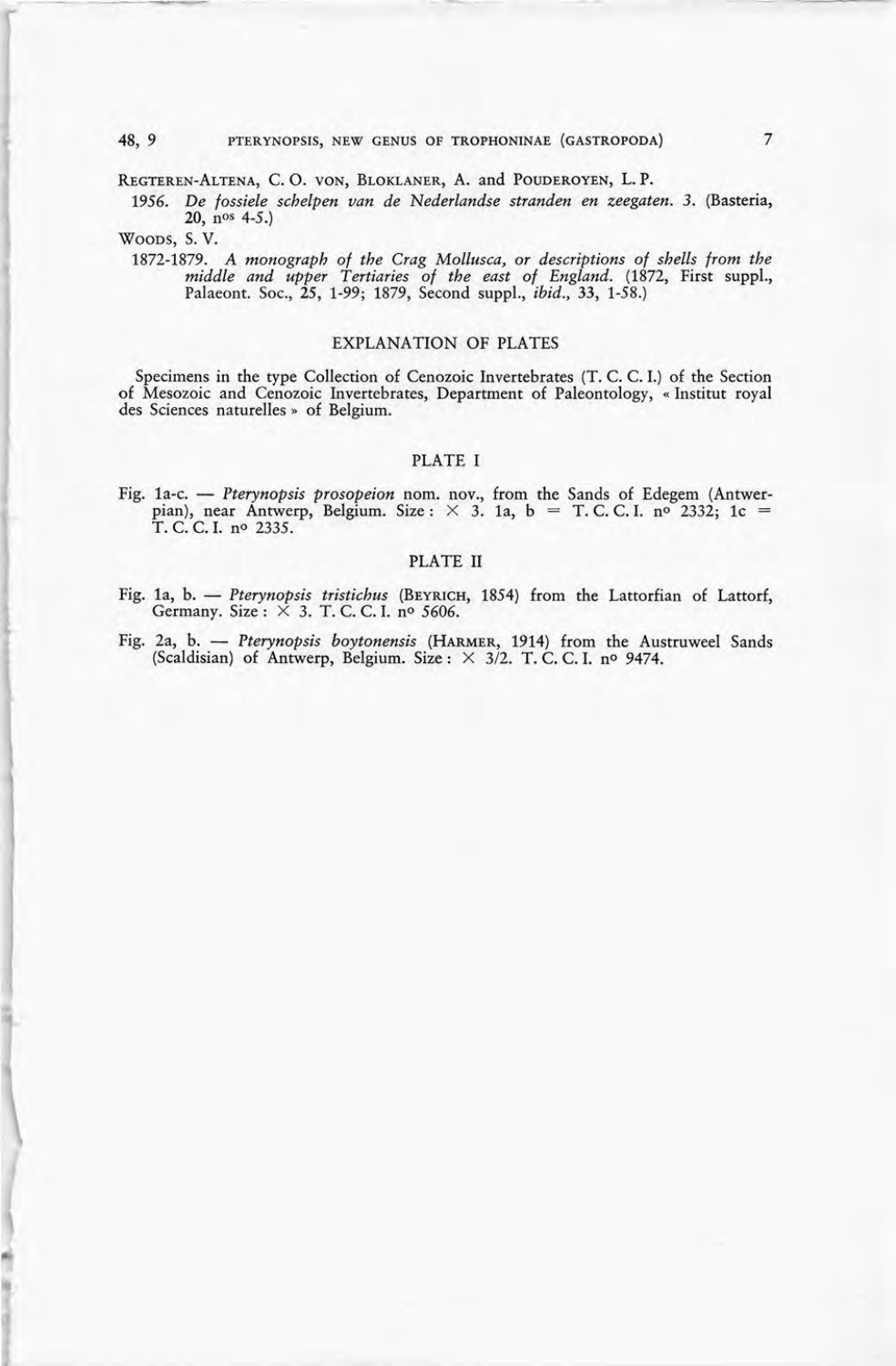REGTEREN-ALTENA, C. O. VON, BLOKLANER, A. and POUDEROYEN, L. P.

1956. *De fossiele schelpen van de Nederlandse stranden en zeegaten. 3.* (Basteria, 20, nos 4-5.)

WOODS, S. V.

1872-1879. *A monograph of the Crag Mollusca, or descriptions of shells from the middle and upper Tertiaries of the east of England.* (1872, First suppl., Palaeont. Soc., 25, 1-99; 1879, Second suppl., *ibid.*, 33, 1-58.)

## EXPLANATION OF PLATES

Specimens in the type Collection of Cenozoic Invertebrates (T. C. C. I.) of the Section of Mesozoic and Cenozoic Invertebrates, Department of Paleontology, « Institut royal des Sciences naturelles » of Belgium.

### PLATE I

Fig. 1a-c. — *Pterynopsis prosopeion* nom. nov., from the Sands of Edegem (Antwerpian), near Antwerp, Belgium. Size : × 3. 1a, b = T. C. C. I. no 2332; 1c = T. C. C. I. no 2335.

### PLATE II

Fig. 1a, b. — *Pterynopsis tristichus* (BEYRICH, 1854) from the Lattorfian of Lattorf, Germany. Size : × 3. T. C. C. I. no 5606.

Fig. 2a, b. — *Pterynopsis boytonensis* (HARMER, 1914) from the Austruweel Sands (Scaldisian) of Antwerp, Belgium. Size : × 3/2. T. C. C. I. no 9474.